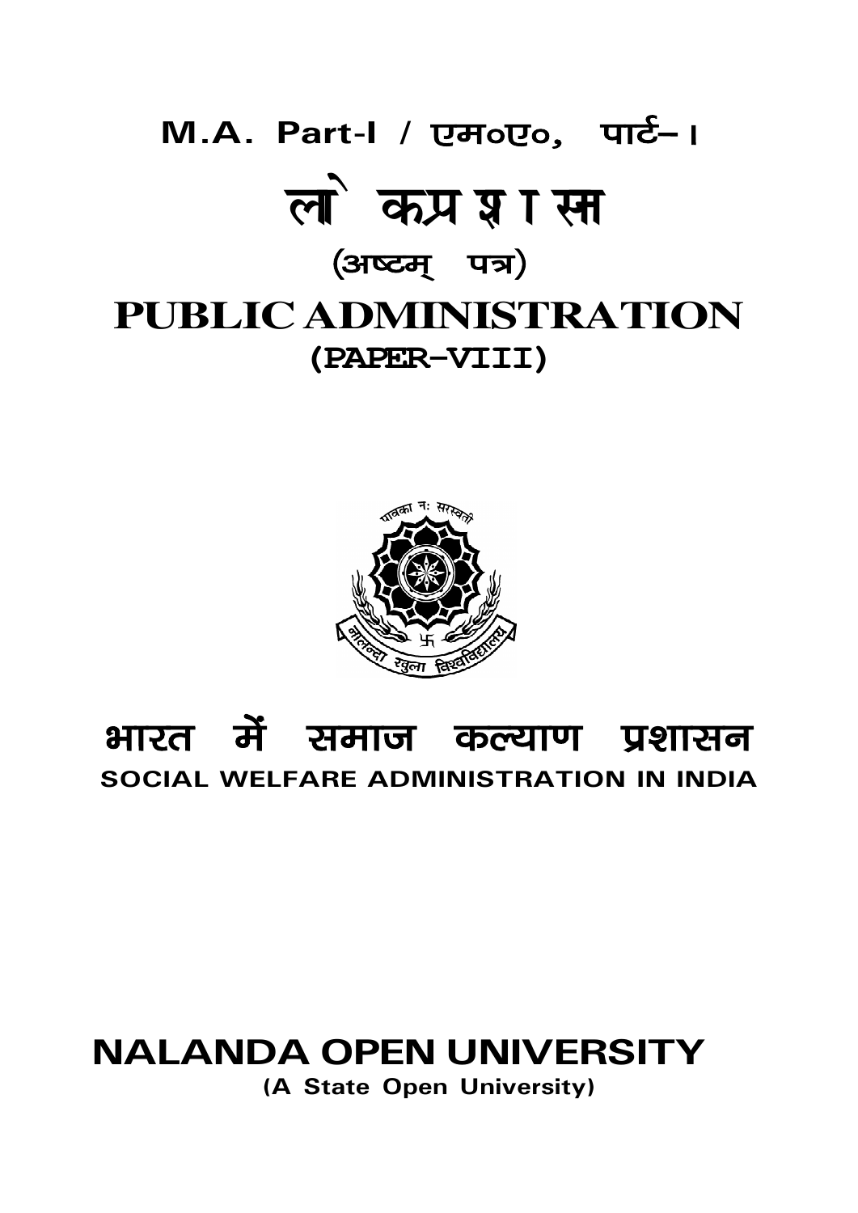**M.A. Part-I / एम०ए०, पार्ट–I**

# लोकप्रशासन

**(अष्टम् पत्र)**

# PUBLIC ADMINISTRATION

**(PAPER–VIII)**

## भारत में समाज कल्याण प्रशासन

## SOCIAL WELFARE ADMINISTRATION IN INDIA

# NALANDA OPEN UNIVERSITY

**(A State Open University)**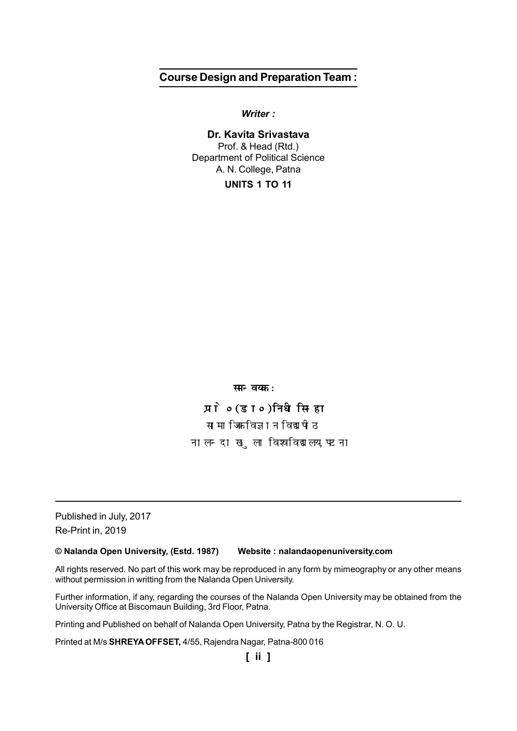## Course Design and Preparation Team :

***Writer :***

**Dr. Kavita Srivastava**
Prof. & Head (Rtd.)
Department of Political Science
A. N. College, Patna

**UNITS 1 TO 11**

**समन्वयक :**

**प्रो० (डा०) निधी सिन्हा**
सामाजिक विज्ञान विद्यापीठ
नालन्दा खुला विश्वविद्यालय, पटना

---

Published in July, 2017
Re-Print in, 2019

**© Nalanda Open University, (Estd. 1987)    Website : nalandaopenuniversity.com**

All rights reserved. No part of this work may be reproduced in any form by mimeography or any other means without permission in writting from the Nalanda Open University.

Further information, if any, regarding the courses of the Nalanda Open University may be obtained from the University Office at Biscomaun Building, 3rd Floor, Patna.

Printing and Published on behalf of Nalanda Open University, Patna by the Registrar, N. O. U.

Printed at M/s **SHREYA OFFSET,** 4/55, Rajendra Nagar, Patna-800 016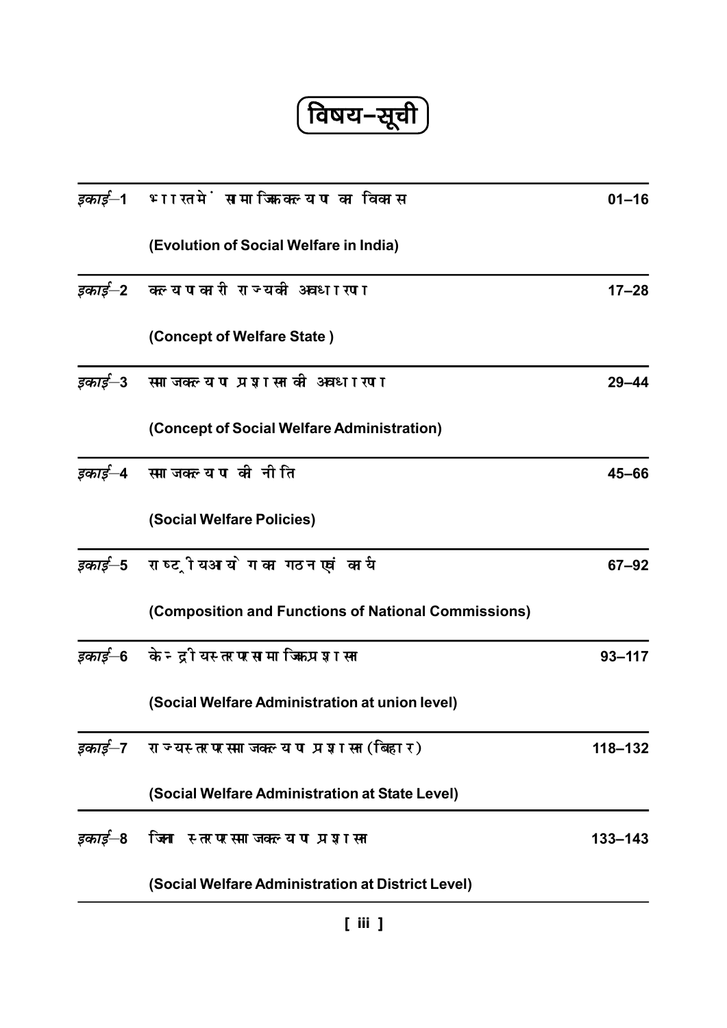# विषय-सूची

| इकाई | विषय | पृष्ठ |
|---|---|---|
| *इकाई*–1 | भारत में सामाजिक कल्याण का विकास<br>(Evolution of Social Welfare in India) | 01–16 |
| *इकाई*–2 | कल्याणकारी राज्य की अवधारणा<br>(Concept of Welfare State ) | 17–28 |
| *इकाई*–3 | समाज कल्याण प्रशासन की अवधारणा<br>(Concept of Social Welfare Administration) | 29–44 |
| *इकाई*–4 | समाज कल्याण की नीति<br>(Social Welfare Policies) | 45–66 |
| *इकाई*–5 | राष्ट्रीय आयोग का गठन एवं कार्य<br>(Composition and Functions of National Commissions) | 67–92 |
| *इकाई*–6 | केन्द्रीय स्तर पर सामाजिक प्रशासन<br>(Social Welfare Administration at union level) | 93–117 |
| *इकाई*–7 | राज्य स्तर पर समाज कल्याण प्रशासन (बिहार)<br>(Social Welfare Administration at State Level) | 118–132 |
| *इकाई*–8 | जिला स्तर पर समाज कल्याण प्रशासन<br>(Social Welfare Administration at District Level) | 133–143 |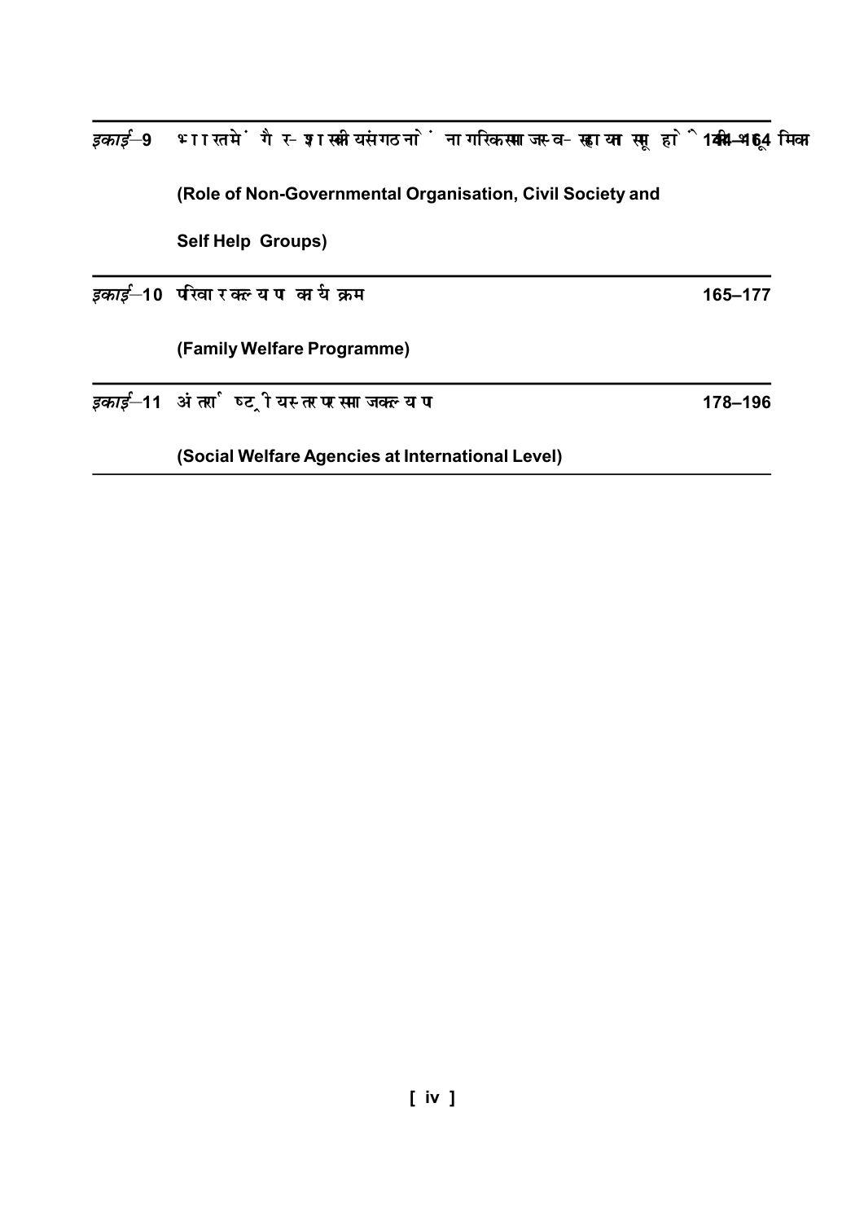| | | |
|---|---|---|
| *इकाई*–9 | भारत में गैर-शासकीय संगठनों, नागरिक समाज एवं स्व-सहायता समूहों की भूमिका<br>(Role of Non-Governmental Organisation, Civil Society and Self Help Groups) | 14?–164 |
| *इकाई*–10 | परिवार कल्याण कार्यक्रम<br>(Family Welfare Programme) | 165–177 |
| *इकाई*–11 | अंतर्राष्ट्रीय स्तर पर समाज कल्याण<br>(Social Welfare Agencies at International Level) | 178–196 |